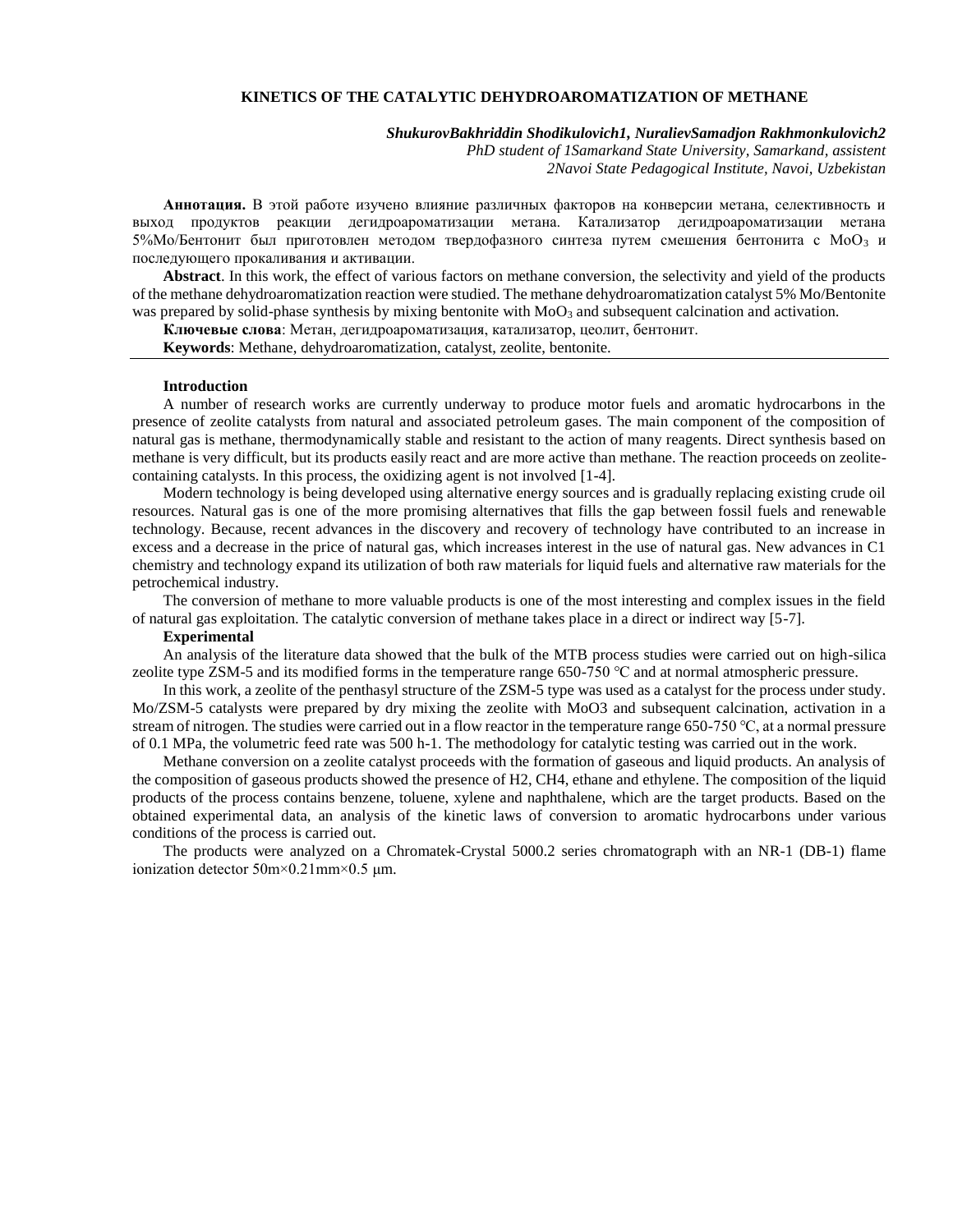# KINETICS OF THE CATALYTIC DEHYDROAROMATIZATION OF METHANE

***ShukurovBakhriddin Shodikulovich1, NuralievSamadjon Rakhmonkulovich2***

*PhD student of 1Samarkand State University, Samarkand, assistent*
*2Navoi State Pedagogical Institute, Navoi, Uzbekistan*

**Аннотация.** В этой работе изучено влияние различных факторов на конверсии метана, селективность и выход продуктов реакции дегидроароматизации метана. Катализатор дегидроароматизации метана 5%Mo/Бентонит был приготовлен методом твердофазного синтеза путем смешения бентонита с $MoO_3$ и последующего прокаливания и активации.

**Abstract**. In this work, the effect of various factors on methane conversion, the selectivity and yield of the products of the methane dehydroaromatization reaction were studied. The methane dehydroaromatization catalyst 5% Mo/Bentonite was prepared by solid-phase synthesis by mixing bentonite with $MoO_3$ and subsequent calcination and activation.

**Ключевые слова**: Метан, дегидроароматизация, катализатор, цеолит, бентонит.

**Keywords**: Methane, dehydroaromatization, catalyst, zeolite, bentonite.

---

**Introduction**

A number of research works are currently underway to produce motor fuels and aromatic hydrocarbons in the presence of zeolite catalysts from natural and associated petroleum gases. The main component of the composition of natural gas is methane, thermodynamically stable and resistant to the action of many reagents. Direct synthesis based on methane is very difficult, but its products easily react and are more active than methane. The reaction proceeds on zeolite-containing catalysts. In this process, the oxidizing agent is not involved [1-4].

Modern technology is being developed using alternative energy sources and is gradually replacing existing crude oil resources. Natural gas is one of the more promising alternatives that fills the gap between fossil fuels and renewable technology. Because, recent advances in the discovery and recovery of technology have contributed to an increase in excess and a decrease in the price of natural gas, which increases interest in the use of natural gas. New advances in C1 chemistry and technology expand its utilization of both raw materials for liquid fuels and alternative raw materials for the petrochemical industry.

The conversion of methane to more valuable products is one of the most interesting and complex issues in the field of natural gas exploitation. The catalytic conversion of methane takes place in a direct or indirect way [5-7].

**Experimental**

An analysis of the literature data showed that the bulk of the MTB process studies were carried out on high-silica zeolite type ZSM-5 and its modified forms in the temperature range 650-750 °C and at normal atmospheric pressure.

In this work, a zeolite of the penthasyl structure of the ZSM-5 type was used as a catalyst for the process under study. Mo/ZSM-5 catalysts were prepared by dry mixing the zeolite with MoO3 and subsequent calcination, activation in a stream of nitrogen. The studies were carried out in a flow reactor in the temperature range 650-750 °C, at a normal pressure of 0.1 MPa, the volumetric feed rate was 500 h-1. The methodology for catalytic testing was carried out in the work.

Methane conversion on a zeolite catalyst proceeds with the formation of gaseous and liquid products. An analysis of the composition of gaseous products showed the presence of H2, CH4, ethane and ethylene. The composition of the liquid products of the process contains benzene, toluene, xylene and naphthalene, which are the target products. Based on the obtained experimental data, an analysis of the kinetic laws of conversion to aromatic hydrocarbons under various conditions of the process is carried out.

The products were analyzed on a Chromatek-Crystal 5000.2 series chromatograph with an NR-1 (DB-1) flame ionization detector 50m×0.21mm×0.5 μm.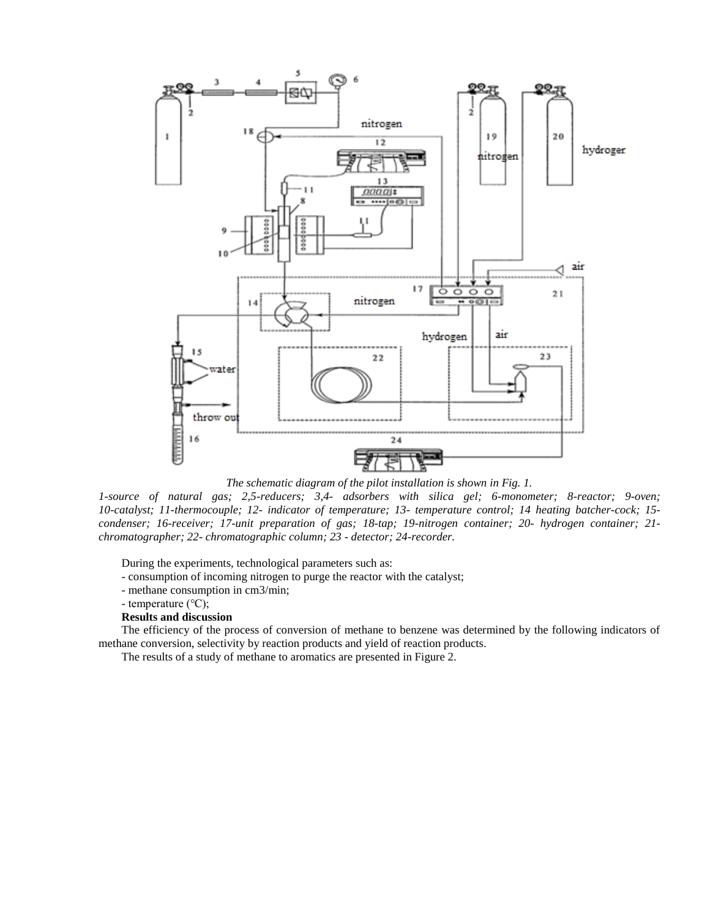*The schematic diagram of the pilot installation is shown in Fig. 1.*

*1-source of natural gas; 2,5-reducers; 3,4- adsorbers with silica gel; 6-monometer; 8-reactor; 9-oven; 10-catalyst; 11-thermocouple; 12- indicator of temperature; 13- temperature control; 14 heating batcher-cock; 15-condenser; 16-receiver; 17-unit preparation of gas; 18-tap; 19-nitrogen container; 20- hydrogen container; 21-chromatographer; 22- chromatographic column; 23 - detector; 24-recorder.*

During the experiments, technological parameters such as:

- consumption of incoming nitrogen to purge the reactor with the catalyst;
- methane consumption in cm3/min;
- temperature (°C);

**Results and discussion**

The efficiency of the process of conversion of methane to benzene was determined by the following indicators of methane conversion, selectivity by reaction products and yield of reaction products.

The results of a study of methane to aromatics are presented in Figure 2.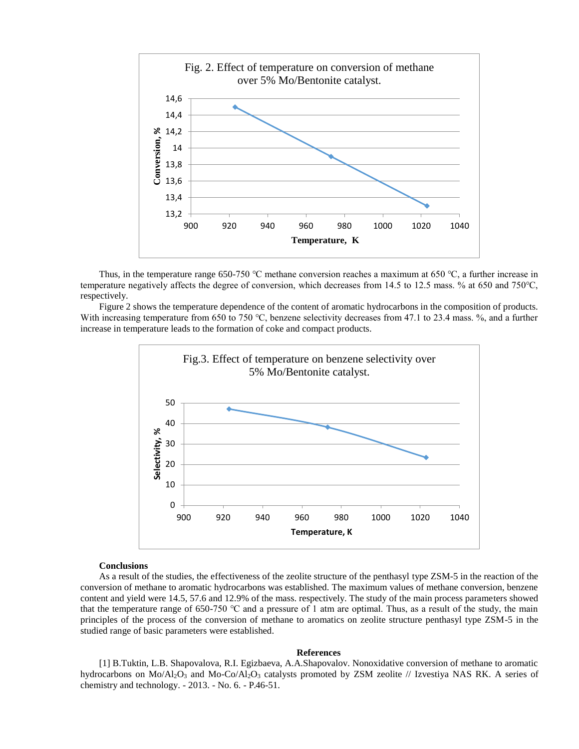Fig. 2. Effect of temperature on conversion of methane over 5% Mo/Bentonite catalyst.

Conversion, %

14,6
14,4
14,2
14
13,8
13,6
13,4
13,2

900 920 940 960 980 1000 1020 1040

Temperature, K

Thus, in the temperature range 650-750 ℃ methane conversion reaches a maximum at 650 ℃, a further increase in temperature negatively affects the degree of conversion, which decreases from 14.5 to 12.5 mass. % at 650 and 750℃, respectively.

Figure 2 shows the temperature dependence of the content of aromatic hydrocarbons in the composition of products. With increasing temperature from 650 to 750 ℃, benzene selectivity decreases from 47.1 to 23.4 mass. %, and a further increase in temperature leads to the formation of coke and compact products.

Fig.3. Effect of temperature on benzene selectivity over 5% Mo/Bentonite catalyst.

Selectivity, %

50
40
30
20
10
0

900 920 940 960 980 1000 1020 1040

Temperature, K

**Conclusions**

As a result of the studies, the effectiveness of the zeolite structure of the penthasyl type ZSM-5 in the reaction of the conversion of methane to aromatic hydrocarbons was established. The maximum values of methane conversion, benzene content and yield were 14.5, 57.6 and 12.9% of the mass. respectively. The study of the main process parameters showed that the temperature range of 650-750 ℃ and a pressure of 1 atm are optimal. Thus, as a result of the study, the main principles of the process of the conversion of methane to aromatics on zeolite structure penthasyl type ZSM-5 in the studied range of basic parameters were established.

**References**

[1] B.Tuktin, L.B. Shapovalova, R.I. Egizbaeva, A.A.Shapovalov. Nonoxidative conversion of methane to aromatic hydrocarbons on $Mo/Al_2O_3$ and $Mo\text{-}Co/Al_2O_3$ catalysts promoted by ZSM zeolite // Izvestiya NAS RK. A series of chemistry and technology. - 2013. - No. 6. - P.46-51.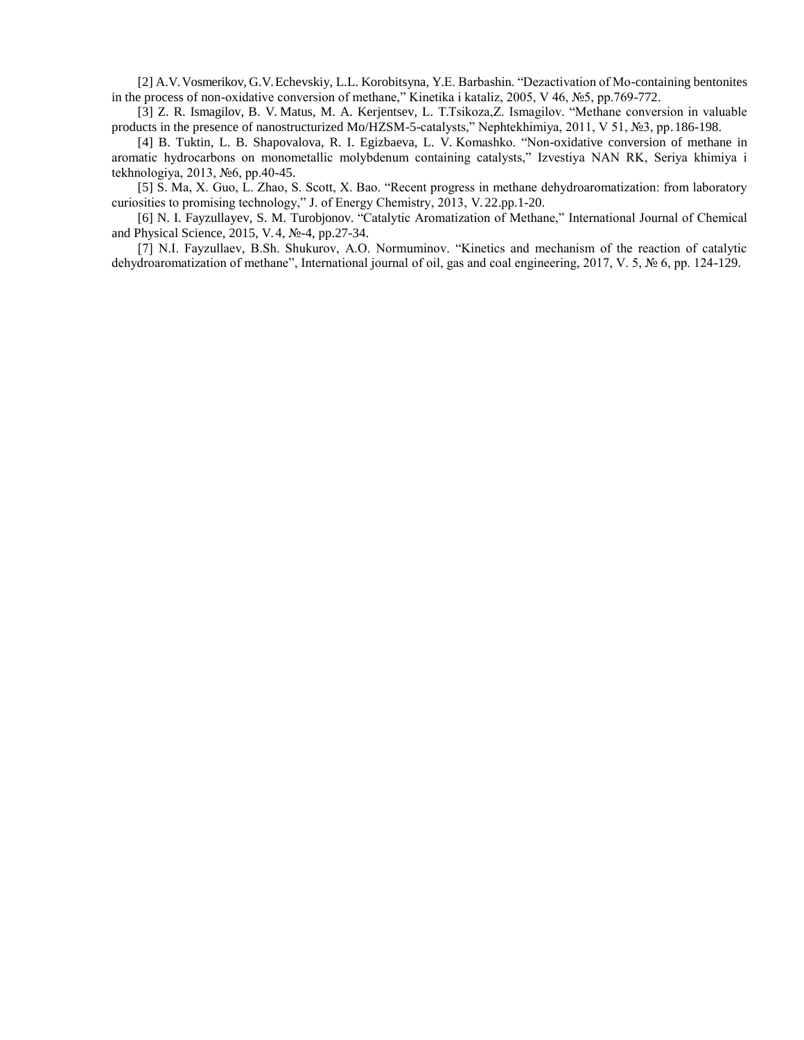[2] A.V. Vosmerikov, G.V. Echevskiy, L.L. Korobitsyna, Y.E. Barbashin. “Dezactivation of Mo-containing bentonites in the process of non-oxidative conversion of methane,” Kinetika i kataliz, 2005, V 46, №5, pp.769-772.

[3] Z. R. Ismagilov, B. V. Matus, M. A. Kerjentsev, L. T.Tsikoza,Z. Ismagilov. “Methane conversion in valuable products in the presence of nanostructurized Mo/HZSM-5-catalysts,” Nephtekhimiya, 2011, V 51, №3, pp.186-198.

[4] B. Tuktin, L. B. Shapovalova, R. I. Egizbaeva, L. V. Komashko. “Non-oxidative conversion of methane in aromatic hydrocarbons on monometallic molybdenum containing catalysts,” Izvestiya NAN RK, Seriya khimiya i tekhnologiya, 2013, №6, pp.40-45.

[5] S. Ma, X. Guo, L. Zhao, S. Scott, X. Bao. “Recent progress in methane dehydroaromatization: from laboratory curiosities to promising technology,” J. of Energy Chemistry, 2013, V. 22.pp.1-20.

[6] N. I. Fayzullayev, S. M. Turobjonov. “Catalytic Aromatization of Methane,” International Journal of Chemical and Physical Science, 2015, V. 4, №-4, pp.27-34.

[7] N.I. Fayzullaev, B.Sh. Shukurov, A.O. Normuminov. “Kinetics and mechanism of the reaction of catalytic dehydroaromatization of methane”, International journal of oil, gas and coal engineering, 2017, V. 5, № 6, pp. 124-129.